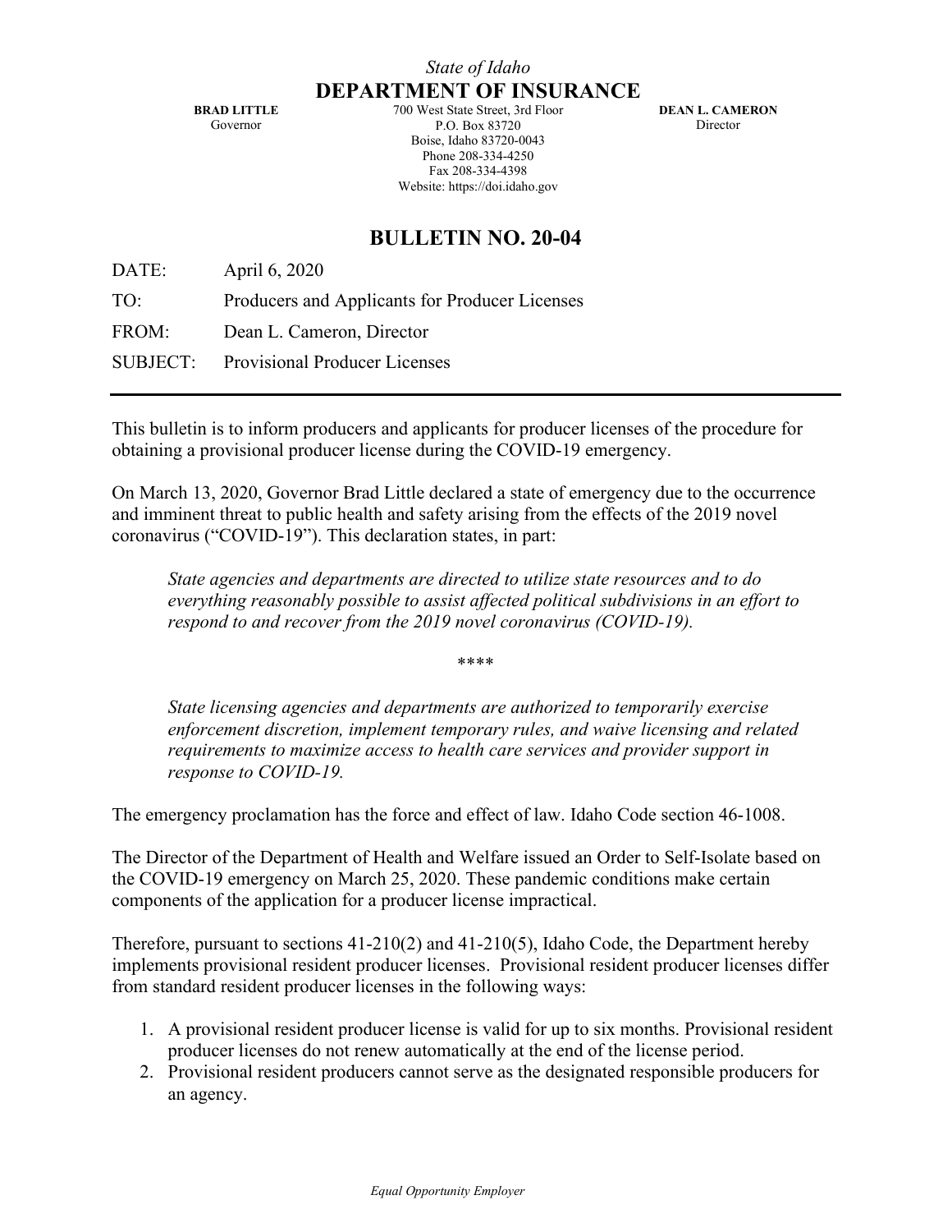*State of Idaho*

**DEPARTMENT OF INSURANCE**

**BRAD LITTLE**
Governor

700 West State Street, 3rd Floor
P.O. Box 83720
Boise, Idaho 83720-0043
Phone 208-334-4250
Fax 208-334-4398
Website: https://doi.idaho.gov

**DEAN L. CAMERON**
Director

## BULLETIN NO. 20-04

DATE: April 6, 2020

TO: Producers and Applicants for Producer Licenses

FROM: Dean L. Cameron, Director

SUBJECT: Provisional Producer Licenses

---

This bulletin is to inform producers and applicants for producer licenses of the procedure for obtaining a provisional producer license during the COVID-19 emergency.

On March 13, 2020, Governor Brad Little declared a state of emergency due to the occurrence and imminent threat to public health and safety arising from the effects of the 2019 novel coronavirus ("COVID-19"). This declaration states, in part:

> *State agencies and departments are directed to utilize state resources and to do everything reasonably possible to assist affected political subdivisions in an effort to respond to and recover from the 2019 novel coronavirus (COVID-19).*
>
> \*\*\*\*
>
> *State licensing agencies and departments are authorized to temporarily exercise enforcement discretion, implement temporary rules, and waive licensing and related requirements to maximize access to health care services and provider support in response to COVID-19.*

The emergency proclamation has the force and effect of law. Idaho Code section 46-1008.

The Director of the Department of Health and Welfare issued an Order to Self-Isolate based on the COVID-19 emergency on March 25, 2020. These pandemic conditions make certain components of the application for a producer license impractical.

Therefore, pursuant to sections 41-210(2) and 41-210(5), Idaho Code, the Department hereby implements provisional resident producer licenses. Provisional resident producer licenses differ from standard resident producer licenses in the following ways:

1. A provisional resident producer license is valid for up to six months. Provisional resident producer licenses do not renew automatically at the end of the license period.
2. Provisional resident producers cannot serve as the designated responsible producers for an agency.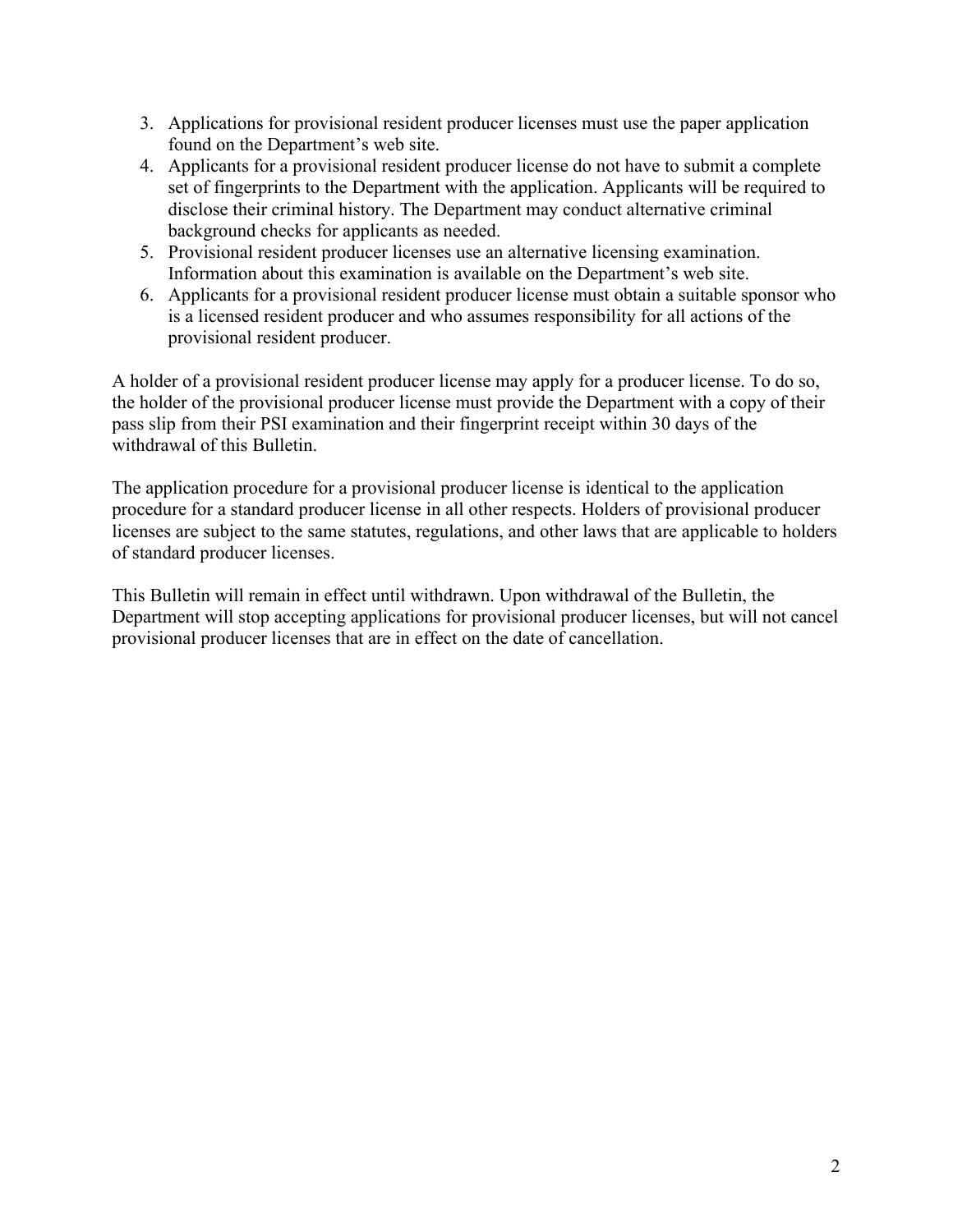3. Applications for provisional resident producer licenses must use the paper application found on the Department's web site.
4. Applicants for a provisional resident producer license do not have to submit a complete set of fingerprints to the Department with the application. Applicants will be required to disclose their criminal history. The Department may conduct alternative criminal background checks for applicants as needed.
5. Provisional resident producer licenses use an alternative licensing examination. Information about this examination is available on the Department's web site.
6. Applicants for a provisional resident producer license must obtain a suitable sponsor who is a licensed resident producer and who assumes responsibility for all actions of the provisional resident producer.

A holder of a provisional resident producer license may apply for a producer license. To do so, the holder of the provisional producer license must provide the Department with a copy of their pass slip from their PSI examination and their fingerprint receipt within 30 days of the withdrawal of this Bulletin.

The application procedure for a provisional producer license is identical to the application procedure for a standard producer license in all other respects. Holders of provisional producer licenses are subject to the same statutes, regulations, and other laws that are applicable to holders of standard producer licenses.

This Bulletin will remain in effect until withdrawn. Upon withdrawal of the Bulletin, the Department will stop accepting applications for provisional producer licenses, but will not cancel provisional producer licenses that are in effect on the date of cancellation.